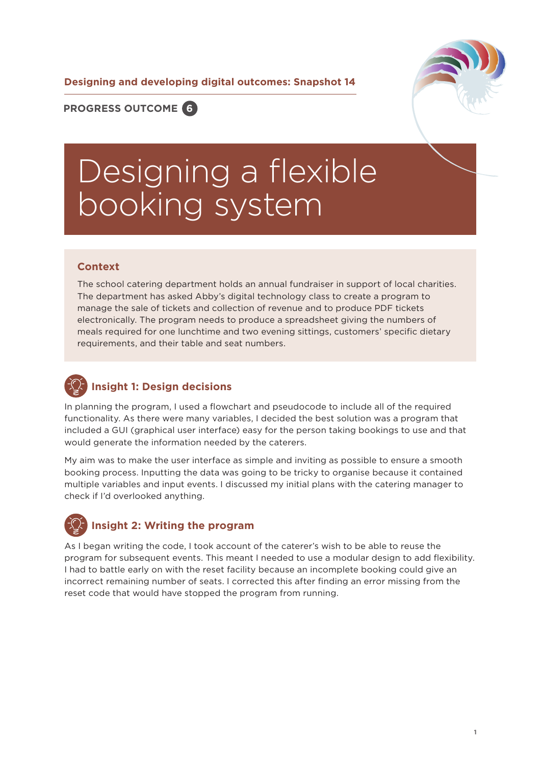**Designing and developing digital outcomes: Snapshot 14**

**PROGRESS OUTCOME 6**

# Designing a flexible booking system

## Context

The school catering department holds an annual fundraiser in support of local charities. The department has asked Abby's digital technology class to create a program to manage the sale of tickets and collection of revenue and to produce PDF tickets electronically. The program needs to produce a spreadsheet giving the numbers of meals required for one lunchtime and two evening sittings, customers' specific dietary requirements, and their table and seat numbers.

## Insight 1: Design decisions

In planning the program, I used a flowchart and pseudocode to include all of the required functionality. As there were many variables, I decided the best solution was a program that included a GUI (graphical user interface) easy for the person taking bookings to use and that would generate the information needed by the caterers.

My aim was to make the user interface as simple and inviting as possible to ensure a smooth booking process. Inputting the data was going to be tricky to organise because it contained multiple variables and input events. I discussed my initial plans with the catering manager to check if I'd overlooked anything.

## Insight 2: Writing the program

As I began writing the code, I took account of the caterer's wish to be able to reuse the program for subsequent events. This meant I needed to use a modular design to add flexibility. I had to battle early on with the reset facility because an incomplete booking could give an incorrect remaining number of seats. I corrected this after finding an error missing from the reset code that would have stopped the program from running.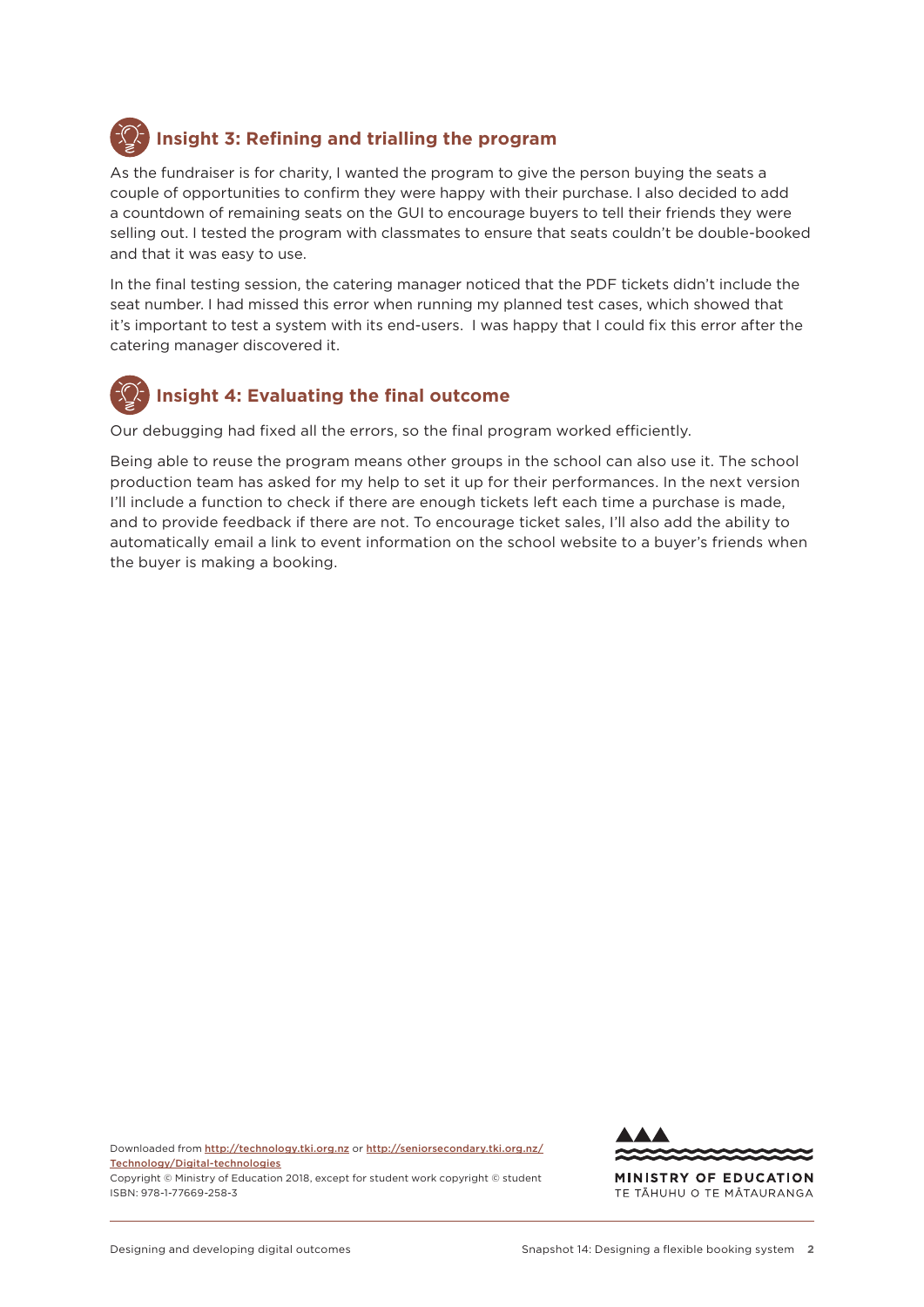## Insight 3: Refining and trialling the program

As the fundraiser is for charity, I wanted the program to give the person buying the seats a couple of opportunities to confirm they were happy with their purchase. I also decided to add a countdown of remaining seats on the GUI to encourage buyers to tell their friends they were selling out. I tested the program with classmates to ensure that seats couldn't be double-booked and that it was easy to use.

In the final testing session, the catering manager noticed that the PDF tickets didn't include the seat number. I had missed this error when running my planned test cases, which showed that it's important to test a system with its end-users. I was happy that I could fix this error after the catering manager discovered it.

## Insight 4: Evaluating the final outcome

Our debugging had fixed all the errors, so the final program worked efficiently.

Being able to reuse the program means other groups in the school can also use it. The school production team has asked for my help to set it up for their performances. In the next version I'll include a function to check if there are enough tickets left each time a purchase is made, and to provide feedback if there are not. To encourage ticket sales, I'll also add the ability to automatically email a link to event information on the school website to a buyer's friends when the buyer is making a booking.

Downloaded from http://technology.tki.org.nz or http://seniorsecondary.tki.org.nz/Technology/Digital-technologies
Copyright © Ministry of Education 2018, except for student work copyright © student
ISBN: 978-1-77669-258-3

MINISTRY OF EDUCATION
TE TĀHUHU O TE MĀTAURANGA